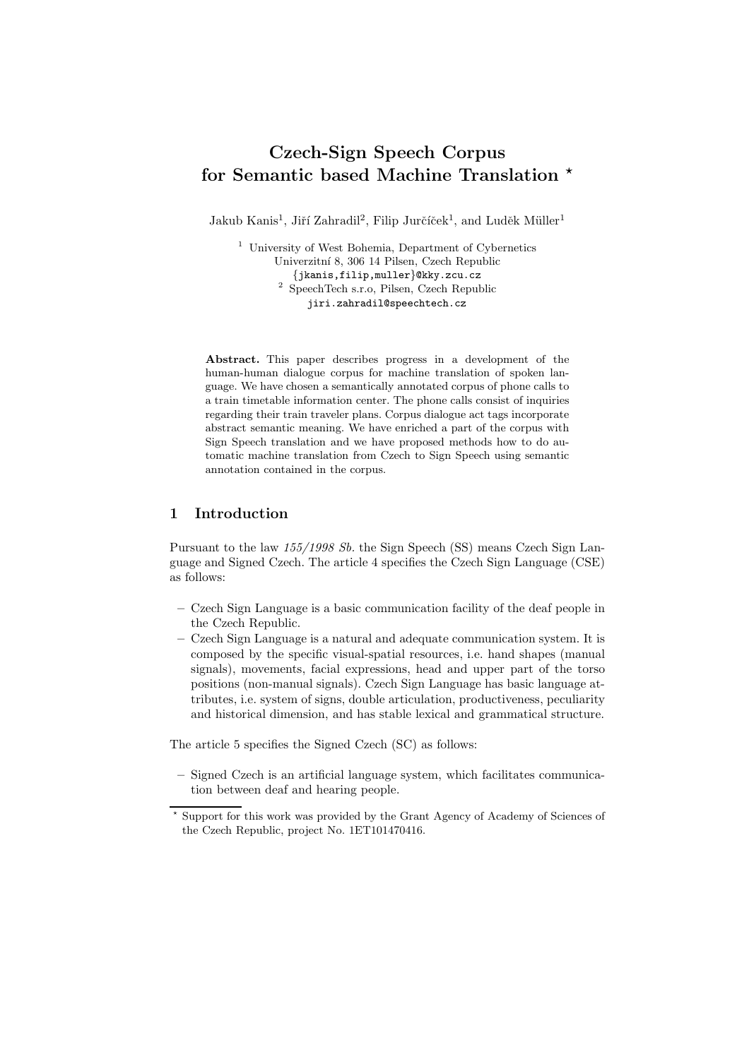# Czech-Sign Speech Corpus for Semantic based Machine Translation *

Jakub Kanis[1], Jiří Zahradil[2], Filip Jurčíček[1], and Luděk Müller[1]

[1] University of West Bohemia, Department of Cybernetics
Univerzitní 8, 306 14 Pilsen, Czech Republic
{jkanis,filip,muller}@kky.zcu.cz

[2] SpeechTech s.r.o, Pilsen, Czech Republic
jiri.zahradil@speechtech.cz

**Abstract.** This paper describes progress in a development of the human-human dialogue corpus for machine translation of spoken language. We have chosen a semantically annotated corpus of phone calls to a train timetable information center. The phone calls consist of inquiries regarding their train traveler plans. Corpus dialogue act tags incorporate abstract semantic meaning. We have enriched a part of the corpus with Sign Speech translation and we have proposed methods how to do automatic machine translation from Czech to Sign Speech using semantic annotation contained in the corpus.

## 1 Introduction

Pursuant to the law *155/1998 Sb.* the Sign Speech (SS) means Czech Sign Language and Signed Czech. The article 4 specifies the Czech Sign Language (CSE) as follows:

- Czech Sign Language is a basic communication facility of the deaf people in the Czech Republic.
- Czech Sign Language is a natural and adequate communication system. It is composed by the specific visual-spatial resources, i.e. hand shapes (manual signals), movements, facial expressions, head and upper part of the torso positions (non-manual signals). Czech Sign Language has basic language attributes, i.e. system of signs, double articulation, productiveness, peculiarity and historical dimension, and has stable lexical and grammatical structure.

The article 5 specifies the Signed Czech (SC) as follows:

- Signed Czech is an artificial language system, which facilitates communication between deaf and hearing people.

* Support for this work was provided by the Grant Agency of Academy of Sciences of the Czech Republic, project No. 1ET101470416.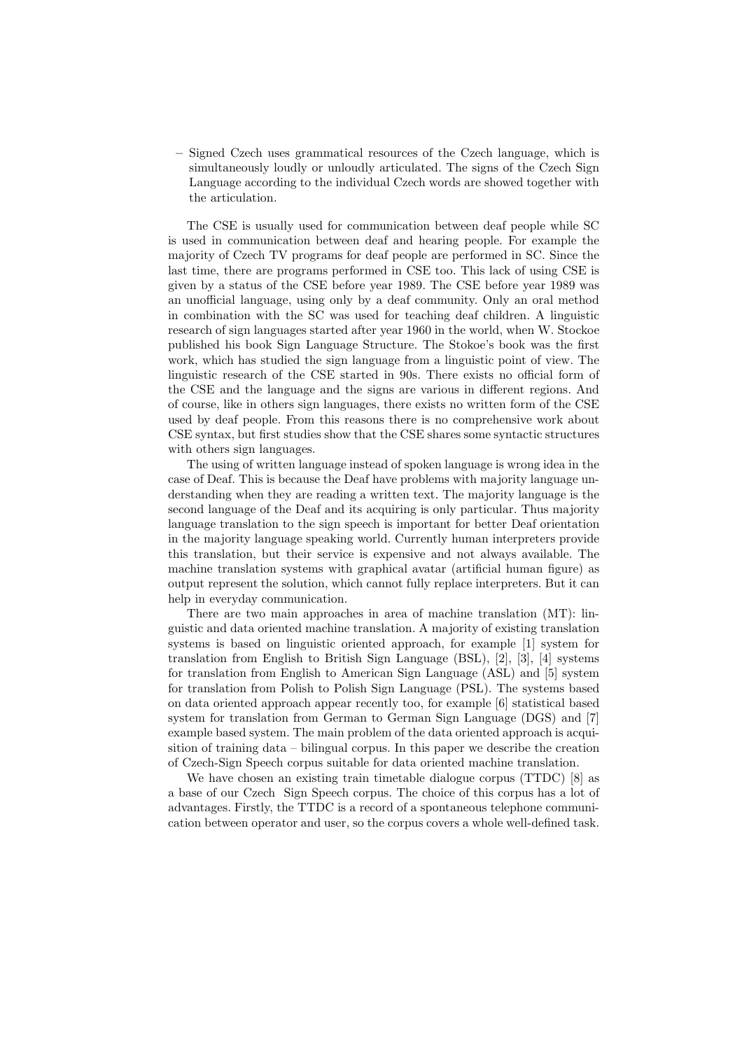– Signed Czech uses grammatical resources of the Czech language, which is simultaneously loudly or unloudly articulated. The signs of the Czech Sign Language according to the individual Czech words are showed together with the articulation.

The CSE is usually used for communication between deaf people while SC is used in communication between deaf and hearing people. For example the majority of Czech TV programs for deaf people are performed in SC. Since the last time, there are programs performed in CSE too. This lack of using CSE is given by a status of the CSE before year 1989. The CSE before year 1989 was an unofficial language, using only by a deaf community. Only an oral method in combination with the SC was used for teaching deaf children. A linguistic research of sign languages started after year 1960 in the world, when W. Stockoe published his book Sign Language Structure. The Stokoe's book was the first work, which has studied the sign language from a linguistic point of view. The linguistic research of the CSE started in 90s. There exists no official form of the CSE and the language and the signs are various in different regions. And of course, like in others sign languages, there exists no written form of the CSE used by deaf people. From this reasons there is no comprehensive work about CSE syntax, but first studies show that the CSE shares some syntactic structures with others sign languages.

The using of written language instead of spoken language is wrong idea in the case of Deaf. This is because the Deaf have problems with majority language understanding when they are reading a written text. The majority language is the second language of the Deaf and its acquiring is only particular. Thus majority language translation to the sign speech is important for better Deaf orientation in the majority language speaking world. Currently human interpreters provide this translation, but their service is expensive and not always available. The machine translation systems with graphical avatar (artificial human figure) as output represent the solution, which cannot fully replace interpreters. But it can help in everyday communication.

There are two main approaches in area of machine translation (MT): linguistic and data oriented machine translation. A majority of existing translation systems is based on linguistic oriented approach, for example [1] system for translation from English to British Sign Language (BSL), [2], [3], [4] systems for translation from English to American Sign Language (ASL) and [5] system for translation from Polish to Polish Sign Language (PSL). The systems based on data oriented approach appear recently too, for example [6] statistical based system for translation from German to German Sign Language (DGS) and [7] example based system. The main problem of the data oriented approach is acquisition of training data – bilingual corpus. In this paper we describe the creation of Czech-Sign Speech corpus suitable for data oriented machine translation.

We have chosen an existing train timetable dialogue corpus (TTDC) [8] as a base of our Czech Sign Speech corpus. The choice of this corpus has a lot of advantages. Firstly, the TTDC is a record of a spontaneous telephone communication between operator and user, so the corpus covers a whole well-defined task.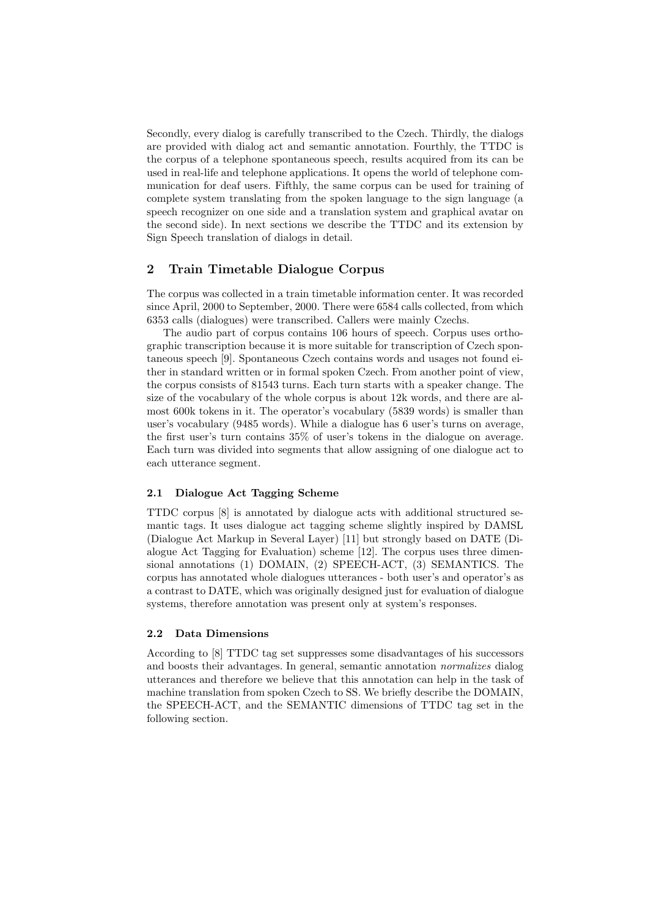Secondly, every dialog is carefully transcribed to the Czech. Thirdly, the dialogs are provided with dialog act and semantic annotation. Fourthly, the TTDC is the corpus of a telephone spontaneous speech, results acquired from its can be used in real-life and telephone applications. It opens the world of telephone communication for deaf users. Fifthly, the same corpus can be used for training of complete system translating from the spoken language to the sign language (a speech recognizer on one side and a translation system and graphical avatar on the second side). In next sections we describe the TTDC and its extension by Sign Speech translation of dialogs in detail.

## 2 Train Timetable Dialogue Corpus

The corpus was collected in a train timetable information center. It was recorded since April, 2000 to September, 2000. There were 6584 calls collected, from which 6353 calls (dialogues) were transcribed. Callers were mainly Czechs.

The audio part of corpus contains 106 hours of speech. Corpus uses orthographic transcription because it is more suitable for transcription of Czech spontaneous speech [9]. Spontaneous Czech contains words and usages not found either in standard written or in formal spoken Czech. From another point of view, the corpus consists of 81543 turns. Each turn starts with a speaker change. The size of the vocabulary of the whole corpus is about 12k words, and there are almost 600k tokens in it. The operator's vocabulary (5839 words) is smaller than user's vocabulary (9485 words). While a dialogue has 6 user's turns on average, the first user's turn contains 35% of user's tokens in the dialogue on average. Each turn was divided into segments that allow assigning of one dialogue act to each utterance segment.

### 2.1 Dialogue Act Tagging Scheme

TTDC corpus [8] is annotated by dialogue acts with additional structured semantic tags. It uses dialogue act tagging scheme slightly inspired by DAMSL (Dialogue Act Markup in Several Layer) [11] but strongly based on DATE (Dialogue Act Tagging for Evaluation) scheme [12]. The corpus uses three dimensional annotations (1) DOMAIN, (2) SPEECH-ACT, (3) SEMANTICS. The corpus has annotated whole dialogues utterances - both user's and operator's as a contrast to DATE, which was originally designed just for evaluation of dialogue systems, therefore annotation was present only at system's responses.

### 2.2 Data Dimensions

According to [8] TTDC tag set suppresses some disadvantages of his successors and boosts their advantages. In general, semantic annotation *normalizes* dialog utterances and therefore we believe that this annotation can help in the task of machine translation from spoken Czech to SS. We briefly describe the DOMAIN, the SPEECH-ACT, and the SEMANTIC dimensions of TTDC tag set in the following section.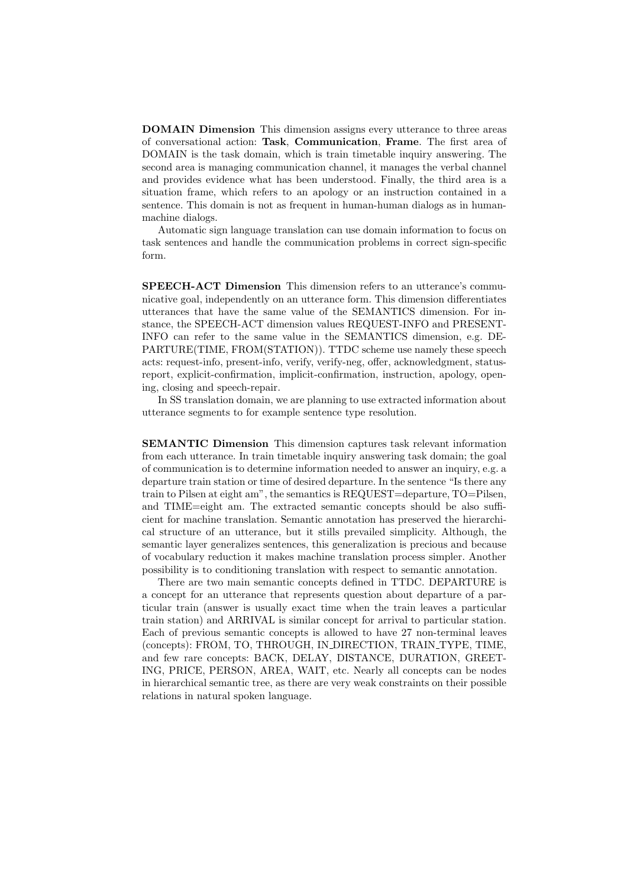**DOMAIN Dimension** This dimension assigns every utterance to three areas of conversational action: **Task**, **Communication**, **Frame**. The first area of DOMAIN is the task domain, which is train timetable inquiry answering. The second area is managing communication channel, it manages the verbal channel and provides evidence what has been understood. Finally, the third area is a situation frame, which refers to an apology or an instruction contained in a sentence. This domain is not as frequent in human-human dialogs as in human-machine dialogs.

Automatic sign language translation can use domain information to focus on task sentences and handle the communication problems in correct sign-specific form.

**SPEECH-ACT Dimension** This dimension refers to an utterance's communicative goal, independently on an utterance form. This dimension differentiates utterances that have the same value of the SEMANTICS dimension. For instance, the SPEECH-ACT dimension values REQUEST-INFO and PRESENT-INFO can refer to the same value in the SEMANTICS dimension, e.g. DEPARTURE(TIME, FROM(STATION)). TTDC scheme use namely these speech acts: request-info, present-info, verify, verify-neg, offer, acknowledgment, status-report, explicit-confirmation, implicit-confirmation, instruction, apology, opening, closing and speech-repair.

In SS translation domain, we are planning to use extracted information about utterance segments to for example sentence type resolution.

**SEMANTIC Dimension** This dimension captures task relevant information from each utterance. In train timetable inquiry answering task domain; the goal of communication is to determine information needed to answer an inquiry, e.g. a departure train station or time of desired departure. In the sentence "Is there any train to Pilsen at eight am", the semantics is REQUEST=departure, TO=Pilsen, and TIME=eight am. The extracted semantic concepts should be also sufficient for machine translation. Semantic annotation has preserved the hierarchical structure of an utterance, but it stills prevailed simplicity. Although, the semantic layer generalizes sentences, this generalization is precious and because of vocabulary reduction it makes machine translation process simpler. Another possibility is to conditioning translation with respect to semantic annotation.

There are two main semantic concepts defined in TTDC. DEPARTURE is a concept for an utterance that represents question about departure of a particular train (answer is usually exact time when the train leaves a particular train station) and ARRIVAL is similar concept for arrival to particular station. Each of previous semantic concepts is allowed to have 27 non-terminal leaves (concepts): FROM, TO, THROUGH, IN_DIRECTION, TRAIN_TYPE, TIME, and few rare concepts: BACK, DELAY, DISTANCE, DURATION, GREETING, PRICE, PERSON, AREA, WAIT, etc. Nearly all concepts can be nodes in hierarchical semantic tree, as there are very weak constraints on their possible relations in natural spoken language.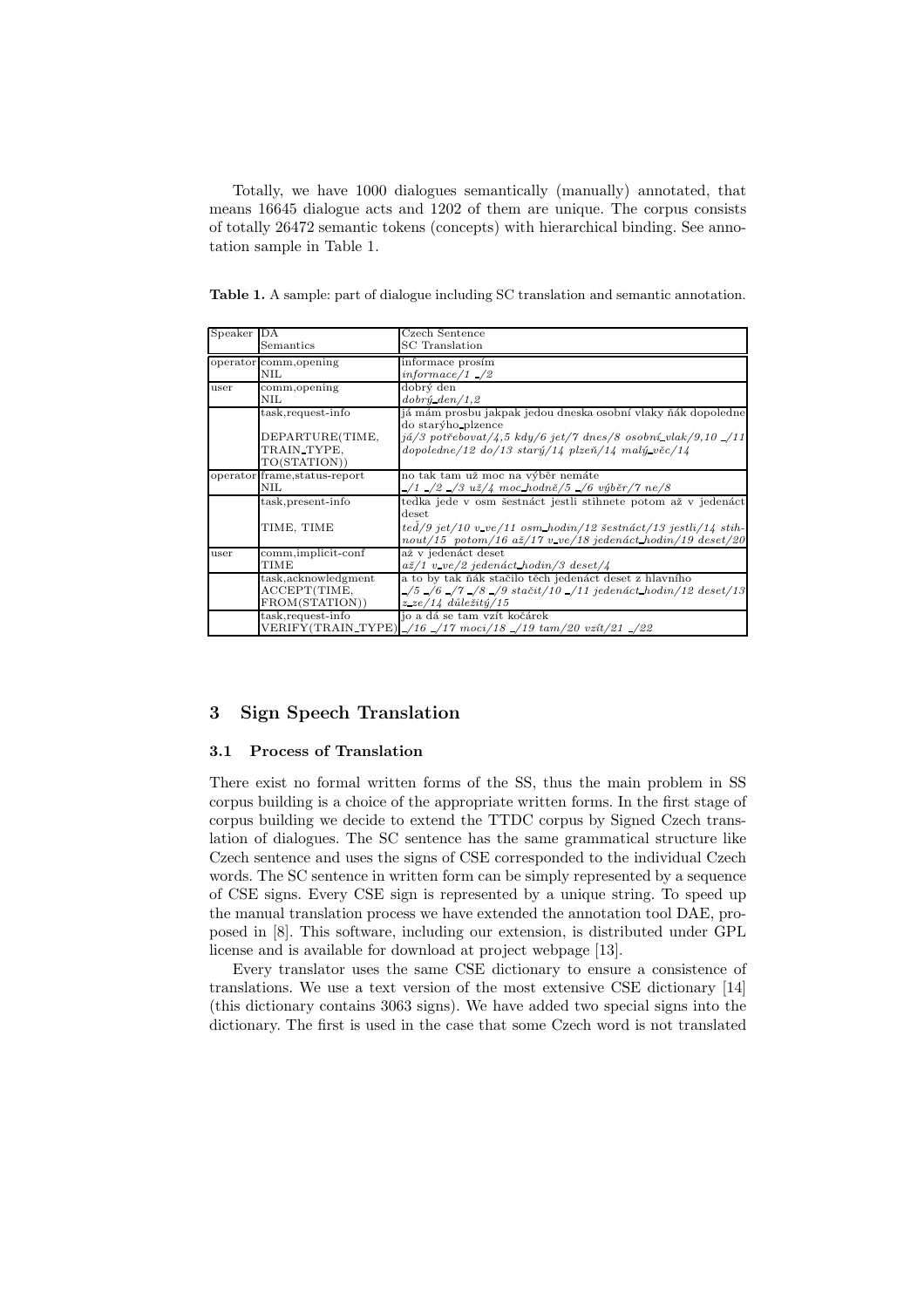Totally, we have 1000 dialogues semantically (manually) annotated, that means 16645 dialogue acts and 1202 of them are unique. The corpus consists of totally 26472 semantic tokens (concepts) with hierarchical binding. See annotation sample in Table 1.

**Table 1.** A sample: part of dialogue including SC translation and semantic annotation.

| Speaker | DA<br>Semantics | Czech Sentence<br>SC Translation |
|---|---|---|
| operator | comm,opening<br>NIL | informace prosím<br>*informace/1 _/2* |
| user | comm,opening<br>NIL | dobrý den<br>*dobrý_den/1,2* |
| | task,request-info<br><br>DEPARTURE(TIME, TRAIN_TYPE, TO(STATION)) | já mám prosbu jakpak jedou dneska osobní vlaky ňák dopoledne do starýho_plzence<br>*já/3 potřebovat/4,5 kdy/6 jet/7 dnes/8 osobní_vlak/9,10 _/11 dopoledne/12 do/13 starý/14 plzeň/14 malý_věc/14* |
| operator | frame,status-report<br>NIL | no tak tam už moc na výběr nemáte<br>*_/1 _/2 _/3 už/4 moc_hodně/5 _/6 výběr/7 ne/8* |
| | task,present-info<br><br>TIME, TIME | tedka jede v osm šestnáct jestli stihnete potom až v jedenáct deset<br>*teď/9 jet/10 v_ve/11 osm_hodin/12 šestnáct/13 jestli/14 stihnout/15 potom/16 až/17 v_ve/18 jedenáct_hodin/19 deset/20* |
| user | comm,implicit-conf<br>TIME | až v jedenáct deset<br>*až/1 v_ve/2 jedenáct_hodin/3 deset/4* |
| | task,acknowledgment<br>ACCEPT(TIME, FROM(STATION)) | a to by tak ňák stačilo těch jedenáct deset z hlavního<br>*_/5 _/6 _/7 _/8 _/9 stačit/10 _/11 jedenáct_hodin/12 deset/13 z_ze/14 důležitý/15* |
| | task,request-info<br>VERIFY(TRAIN_TYPE) | jo a dá se tam vzít kočárek<br>*_/16 _/17 moci/18 _/19 tam/20 vzít/21 _/22* |

## 3 Sign Speech Translation

### 3.1 Process of Translation

There exist no formal written forms of the SS, thus the main problem in SS corpus building is a choice of the appropriate written forms. In the first stage of corpus building we decide to extend the TTDC corpus by Signed Czech translation of dialogues. The SC sentence has the same grammatical structure like Czech sentence and uses the signs of CSE corresponded to the individual Czech words. The SC sentence in written form can be simply represented by a sequence of CSE signs. Every CSE sign is represented by a unique string. To speed up the manual translation process we have extended the annotation tool DAE, proposed in [8]. This software, including our extension, is distributed under GPL license and is available for download at project webpage [13].

Every translator uses the same CSE dictionary to ensure a consistence of translations. We use a text version of the most extensive CSE dictionary [14] (this dictionary contains 3063 signs). We have added two special signs into the dictionary. The first is used in the case that some Czech word is not translated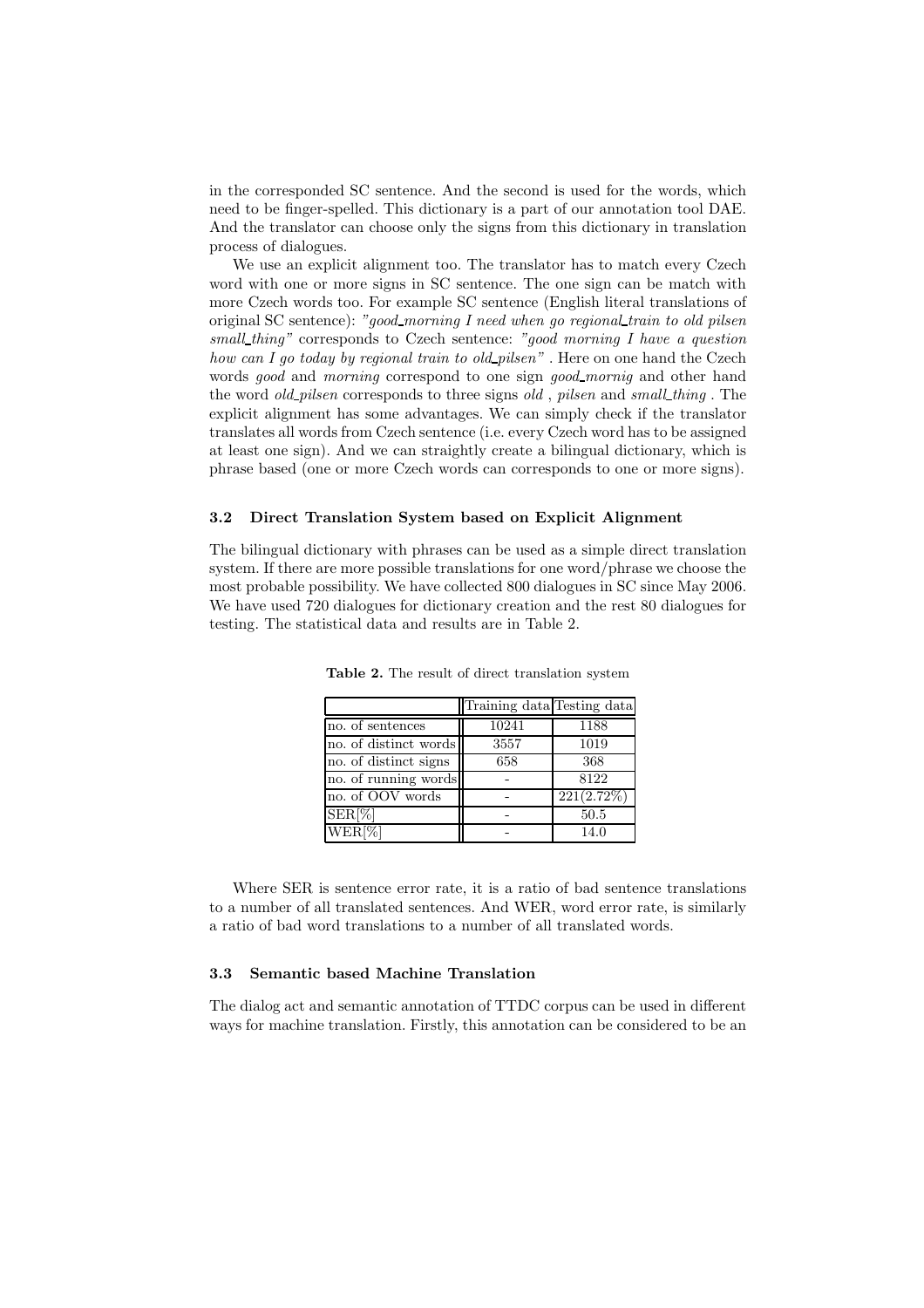in the corresponded SC sentence. And the second is used for the words, which need to be finger-spelled. This dictionary is a part of our annotation tool DAE. And the translator can choose only the signs from this dictionary in translation process of dialogues.

We use an explicit alignment too. The translator has to match every Czech word with one or more signs in SC sentence. The one sign can be match with more Czech words too. For example SC sentence (English literal translations of original SC sentence): *"good_morning I need when go regional_train to old pilsen small_thing"* corresponds to Czech sentence: *"good morning I have a question how can I go today by regional train to old_pilsen"* . Here on one hand the Czech words *good* and *morning* correspond to one sign *good_mornig* and other hand the word *old_pilsen* corresponds to three signs *old* , *pilsen* and *small_thing* . The explicit alignment has some advantages. We can simply check if the translator translates all words from Czech sentence (i.e. every Czech word has to be assigned at least one sign). And we can straightly create a bilingual dictionary, which is phrase based (one or more Czech words can corresponds to one or more signs).

### 3.2 Direct Translation System based on Explicit Alignment

The bilingual dictionary with phrases can be used as a simple direct translation system. If there are more possible translations for one word/phrase we choose the most probable possibility. We have collected 800 dialogues in SC since May 2006. We have used 720 dialogues for dictionary creation and the rest 80 dialogues for testing. The statistical data and results are in Table 2.

**Table 2.** The result of direct translation system

| | Training data | Testing data |
|---|---|---|
| no. of sentences | 10241 | 1188 |
| no. of distinct words | 3557 | 1019 |
| no. of distinct signs | 658 | 368 |
| no. of running words | - | 8122 |
| no. of OOV words | - | 221(2.72%) |
| SER[%] | - | 50.5 |
| WER[%] | - | 14.0 |

Where SER is sentence error rate, it is a ratio of bad sentence translations to a number of all translated sentences. And WER, word error rate, is similarly a ratio of bad word translations to a number of all translated words.

### 3.3 Semantic based Machine Translation

The dialog act and semantic annotation of TTDC corpus can be used in different ways for machine translation. Firstly, this annotation can be considered to be an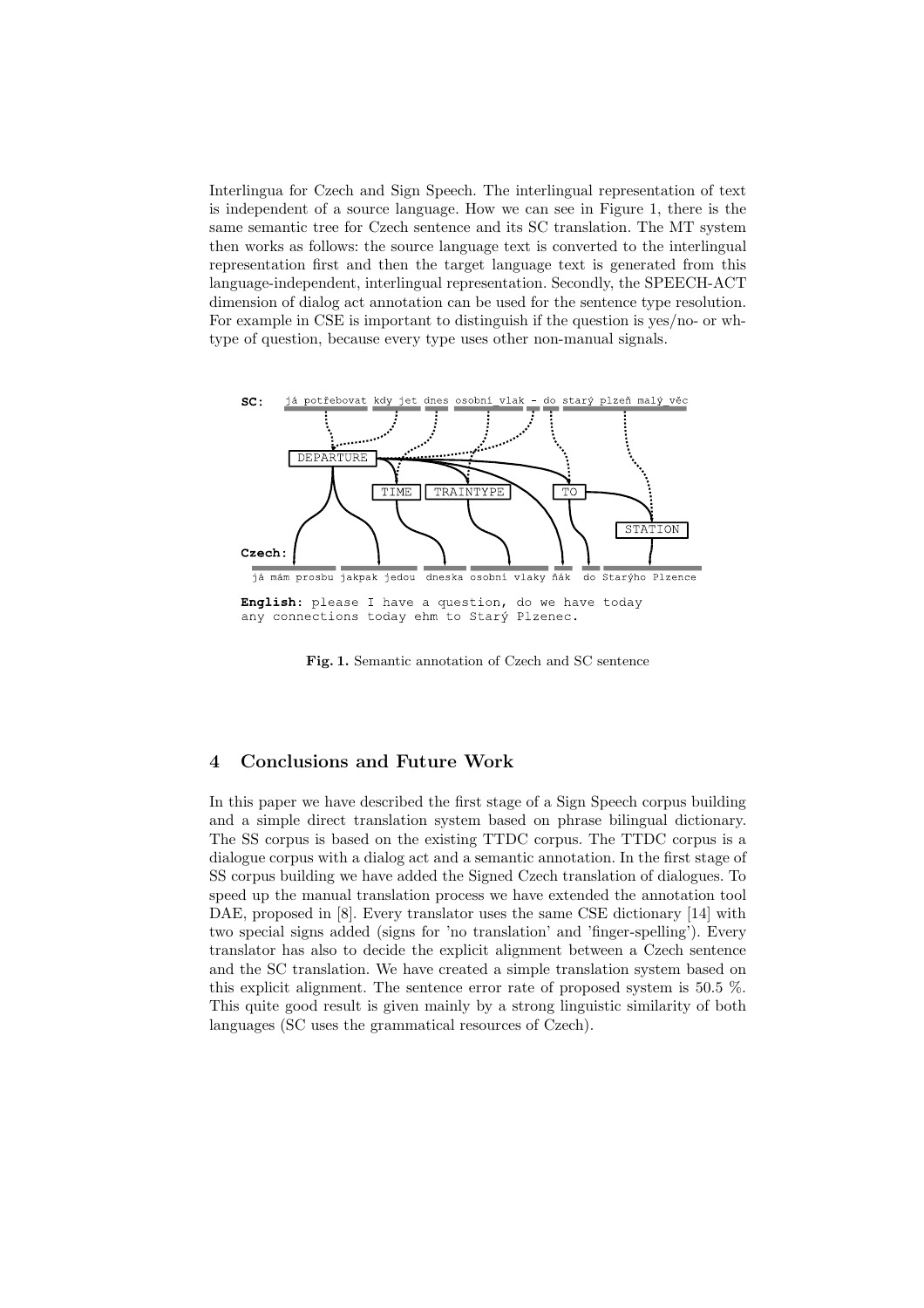Interlingua for Czech and Sign Speech. The interlingual representation of text is independent of a source language. How we can see in Figure 1, there is the same semantic tree for Czech sentence and its SC translation. The MT system then works as follows: the source language text is converted to the interlingual representation first and then the target language text is generated from this language-independent, interlingual representation. Secondly, the SPEECH-ACT dimension of dialog act annotation can be used for the sentence type resolution. For example in CSE is important to distinguish if the question is yes/no- or wh-type of question, because every type uses other non-manual signals.

**SC:** já potřebovat kdy jet dnes osobní_vlak - do starý plzeň malý_věc

DEPARTURE, TIME, TRAINTYPE, TO, STATION

**Czech:** já mám prosbu jakpak jedou dneska osobní vlaky ňák do Starýho Plzence

**English:** please I have a question, do we have today any connections today ehm to Starý Plzenec.

**Fig. 1.** Semantic annotation of Czech and SC sentence

## 4 Conclusions and Future Work

In this paper we have described the first stage of a Sign Speech corpus building and a simple direct translation system based on phrase bilingual dictionary. The SS corpus is based on the existing TTDC corpus. The TTDC corpus is a dialogue corpus with a dialog act and a semantic annotation. In the first stage of SS corpus building we have added the Signed Czech translation of dialogues. To speed up the manual translation process we have extended the annotation tool DAE, proposed in [8]. Every translator uses the same CSE dictionary [14] with two special signs added (signs for 'no translation' and 'finger-spelling'). Every translator has also to decide the explicit alignment between a Czech sentence and the SC translation. We have created a simple translation system based on this explicit alignment. The sentence error rate of proposed system is 50.5 %. This quite good result is given mainly by a strong linguistic similarity of both languages (SC uses the grammatical resources of Czech).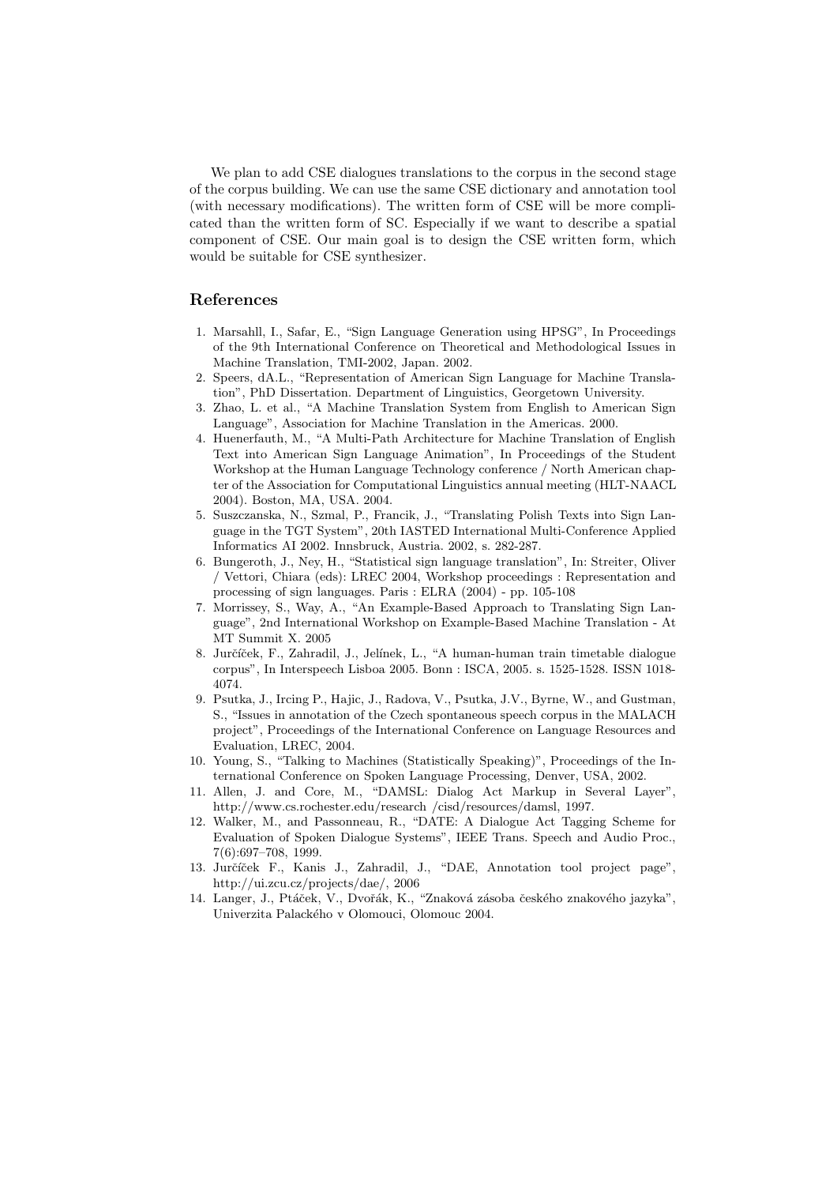We plan to add CSE dialogues translations to the corpus in the second stage of the corpus building. We can use the same CSE dictionary and annotation tool (with necessary modifications). The written form of CSE will be more complicated than the written form of SC. Especially if we want to describe a spatial component of CSE. Our main goal is to design the CSE written form, which would be suitable for CSE synthesizer.

## References

1. Marsahll, I., Safar, E., "Sign Language Generation using HPSG", In Proceedings of the 9th International Conference on Theoretical and Methodological Issues in Machine Translation, TMI-2002, Japan. 2002.
2. Speers, dA.L., "Representation of American Sign Language for Machine Translation", PhD Dissertation. Department of Linguistics, Georgetown University.
3. Zhao, L. et al., "A Machine Translation System from English to American Sign Language", Association for Machine Translation in the Americas. 2000.
4. Huenerfauth, M., "A Multi-Path Architecture for Machine Translation of English Text into American Sign Language Animation", In Proceedings of the Student Workshop at the Human Language Technology conference / North American chapter of the Association for Computational Linguistics annual meeting (HLT-NAACL 2004). Boston, MA, USA. 2004.
5. Suszczanska, N., Szmal, P., Francik, J., "Translating Polish Texts into Sign Language in the TGT System", 20th IASTED International Multi-Conference Applied Informatics AI 2002. Innsbruck, Austria. 2002, s. 282-287.
6. Bungeroth, J., Ney, H., "Statistical sign language translation", In: Streiter, Oliver / Vettori, Chiara (eds): LREC 2004, Workshop proceedings : Representation and processing of sign languages. Paris : ELRA (2004) - pp. 105-108
7. Morrissey, S., Way, A., "An Example-Based Approach to Translating Sign Language", 2nd International Workshop on Example-Based Machine Translation - At MT Summit X. 2005
8. Jurčíček, F., Zahradil, J., Jelínek, L., "A human-human train timetable dialogue corpus", In Interspeech Lisboa 2005. Bonn : ISCA, 2005. s. 1525-1528. ISSN 1018-4074.
9. Psutka, J., Ircing P., Hajic, J., Radova, V., Psutka, J.V., Byrne, W., and Gustman, S., "Issues in annotation of the Czech spontaneous speech corpus in the MALACH project", Proceedings of the International Conference on Language Resources and Evaluation, LREC, 2004.
10. Young, S., "Talking to Machines (Statistically Speaking)", Proceedings of the International Conference on Spoken Language Processing, Denver, USA, 2002.
11. Allen, J. and Core, M., "DAMSL: Dialog Act Markup in Several Layer", http://www.cs.rochester.edu/research /cisd/resources/damsl, 1997.
12. Walker, M., and Passonneau, R., "DATE: A Dialogue Act Tagging Scheme for Evaluation of Spoken Dialogue Systems", IEEE Trans. Speech and Audio Proc., 7(6):697–708, 1999.
13. Jurčíček F., Kanis J., Zahradil, J., "DAE, Annotation tool project page", http://ui.zcu.cz/projects/dae/, 2006
14. Langer, J., Ptáček, V., Dvořák, K., "Znaková zásoba českého znakového jazyka", Univerzita Palackého v Olomouci, Olomouc 2004.